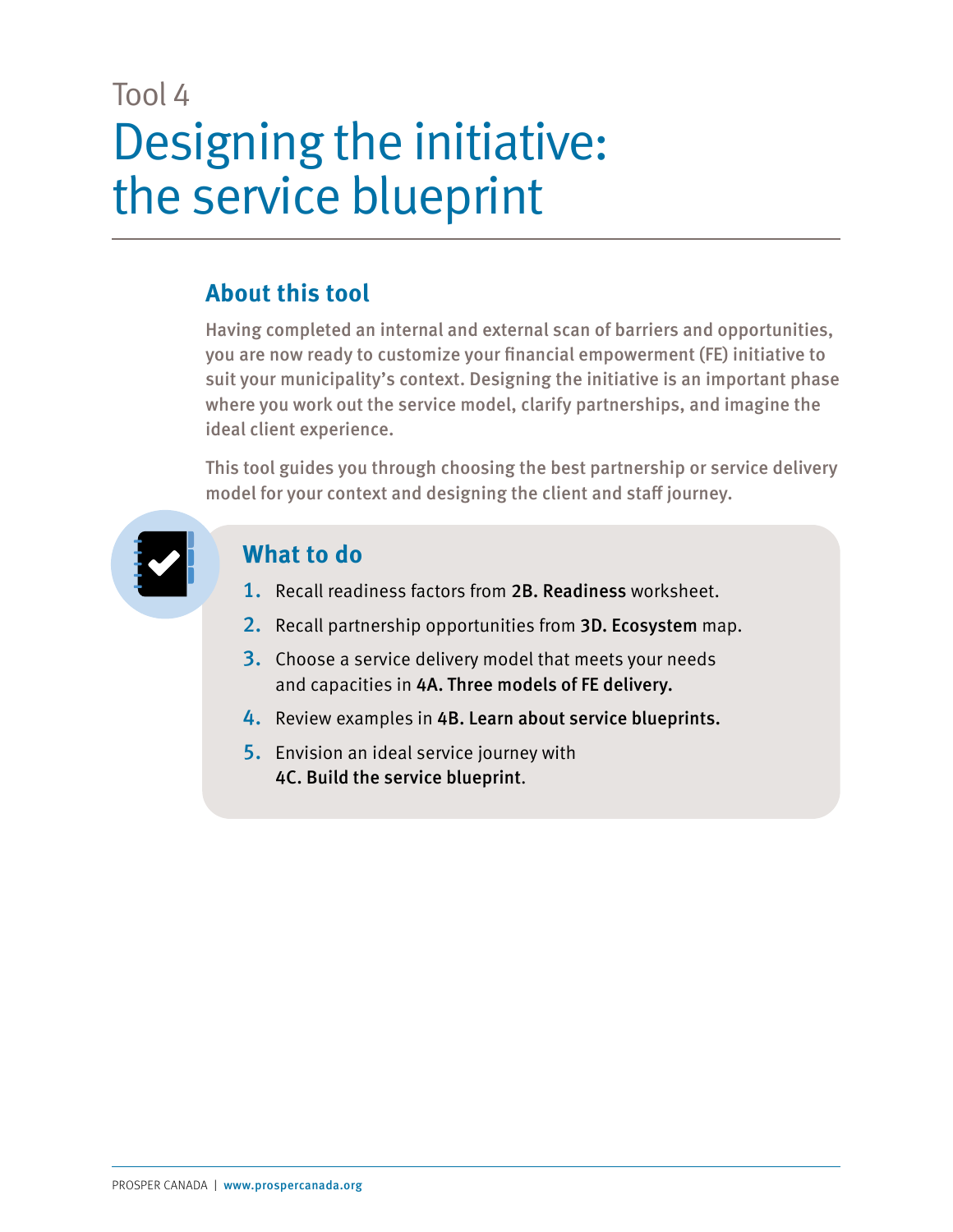Tool 4

# Designing the initiative: the service blueprint

## About this tool

Having completed an internal and external scan of barriers and opportunities, you are now ready to customize your financial empowerment (FE) initiative to suit your municipality's context. Designing the initiative is an important phase where you work out the service model, clarify partnerships, and imagine the ideal client experience.

This tool guides you through choosing the best partnership or service delivery model for your context and designing the client and staff journey.

## What to do

1. Recall readiness factors from **2B. Readiness** worksheet.
2. Recall partnership opportunities from **3D. Ecosystem** map.
3. Choose a service delivery model that meets your needs and capacities in **4A. Three models of FE delivery.**
4. Review examples in **4B. Learn about service blueprints.**
5. Envision an ideal service journey with **4C. Build the service blueprint**.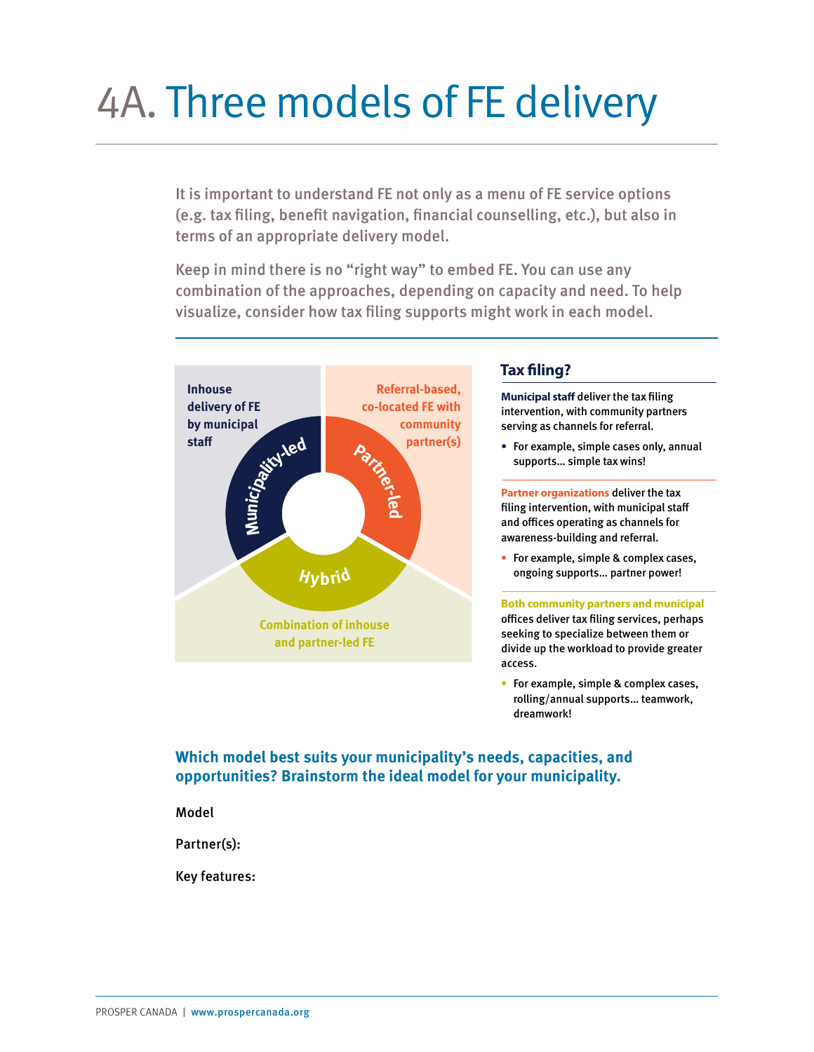# 4A. Three models of FE delivery

It is important to understand FE not only as a menu of FE service options (e.g. tax filing, benefit navigation, financial counselling, etc.), but also in terms of an appropriate delivery model.

Keep in mind there is no "right way" to embed FE. You can use any combination of the approaches, depending on capacity and need. To help visualize, consider how tax filing supports might work in each model.

**Inhouse delivery of FE by municipal staff**

Municipality-led

**Referral-based, co-located FE with community partner(s)**

Partner-led

Hybrid

**Combination of inhouse and partner-led FE**

## Tax filing?

**Municipal staff** deliver the tax filing intervention, with community partners serving as channels for referral.

- For example, simple cases only, annual supports... simple tax wins!

**Partner organizations** deliver the tax filing intervention, with municipal staff and offices operating as channels for awareness-building and referral.

- For example, simple & complex cases, ongoing supports... partner power!

**Both community partners and municipal** offices deliver tax filing services, perhaps seeking to specialize between them or divide up the workload to provide greater access.

- For example, simple & complex cases, rolling/annual supports... teamwork, dreamwork!

**Which model best suits your municipality's needs, capacities, and opportunities? Brainstorm the ideal model for your municipality.**

Model

Partner(s):

Key features: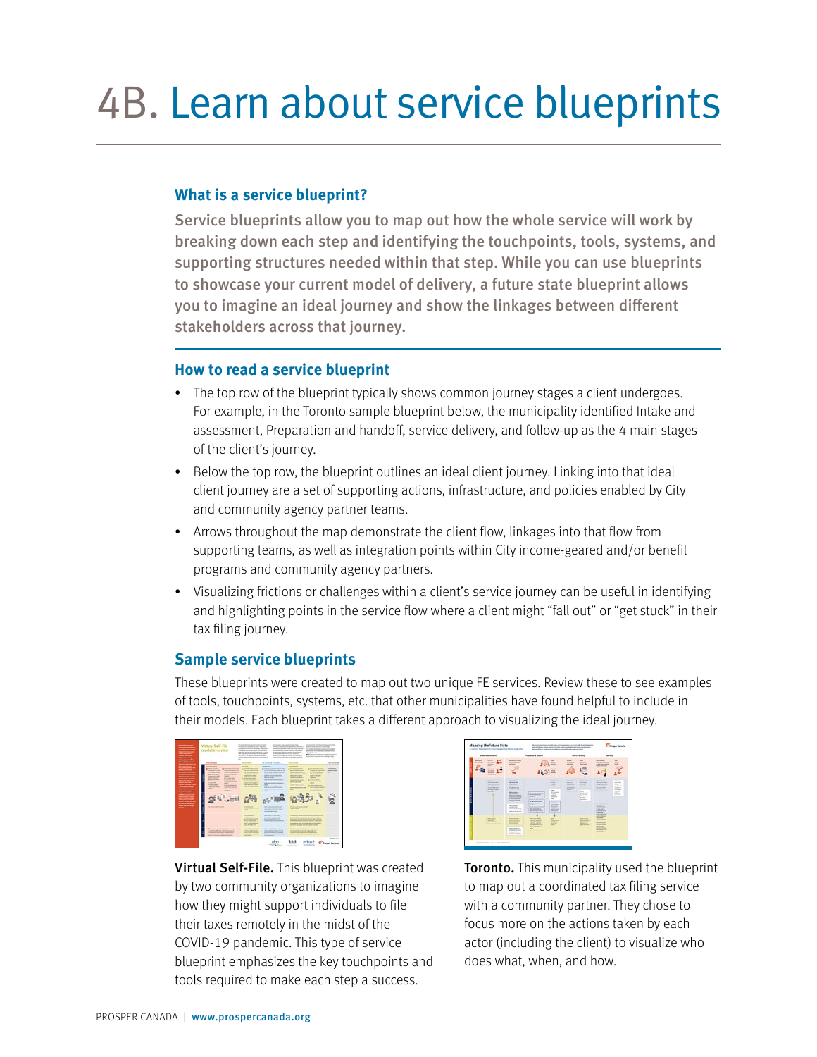# 4B. Learn about service blueprints

### What is a service blueprint?

Service blueprints allow you to map out how the whole service will work by breaking down each step and identifying the touchpoints, tools, systems, and supporting structures needed within that step. While you can use blueprints to showcase your current model of delivery, a future state blueprint allows you to imagine an ideal journey and show the linkages between different stakeholders across that journey.

### How to read a service blueprint

- The top row of the blueprint typically shows common journey stages a client undergoes. For example, in the Toronto sample blueprint below, the municipality identified Intake and assessment, Preparation and handoff, service delivery, and follow-up as the 4 main stages of the client's journey.
- Below the top row, the blueprint outlines an ideal client journey. Linking into that ideal client journey are a set of supporting actions, infrastructure, and policies enabled by City and community agency partner teams.
- Arrows throughout the map demonstrate the client flow, linkages into that flow from supporting teams, as well as integration points within City income-geared and/or benefit programs and community agency partners.
- Visualizing frictions or challenges within a client's service journey can be useful in identifying and highlighting points in the service flow where a client might "fall out" or "get stuck" in their tax filing journey.

### Sample service blueprints

These blueprints were created to map out two unique FE services. Review these to see examples of tools, touchpoints, systems, etc. that other municipalities have found helpful to include in their models. Each blueprint takes a different approach to visualizing the ideal journey.

**Virtual Self-File.** This blueprint was created by two community organizations to imagine how they might support individuals to file their taxes remotely in the midst of the COVID-19 pandemic. This type of service blueprint emphasizes the key touchpoints and tools required to make each step a success.

**Toronto.** This municipality used the blueprint to map out a coordinated tax filing service with a community partner. They chose to focus more on the actions taken by each actor (including the client) to visualize who does what, when, and how.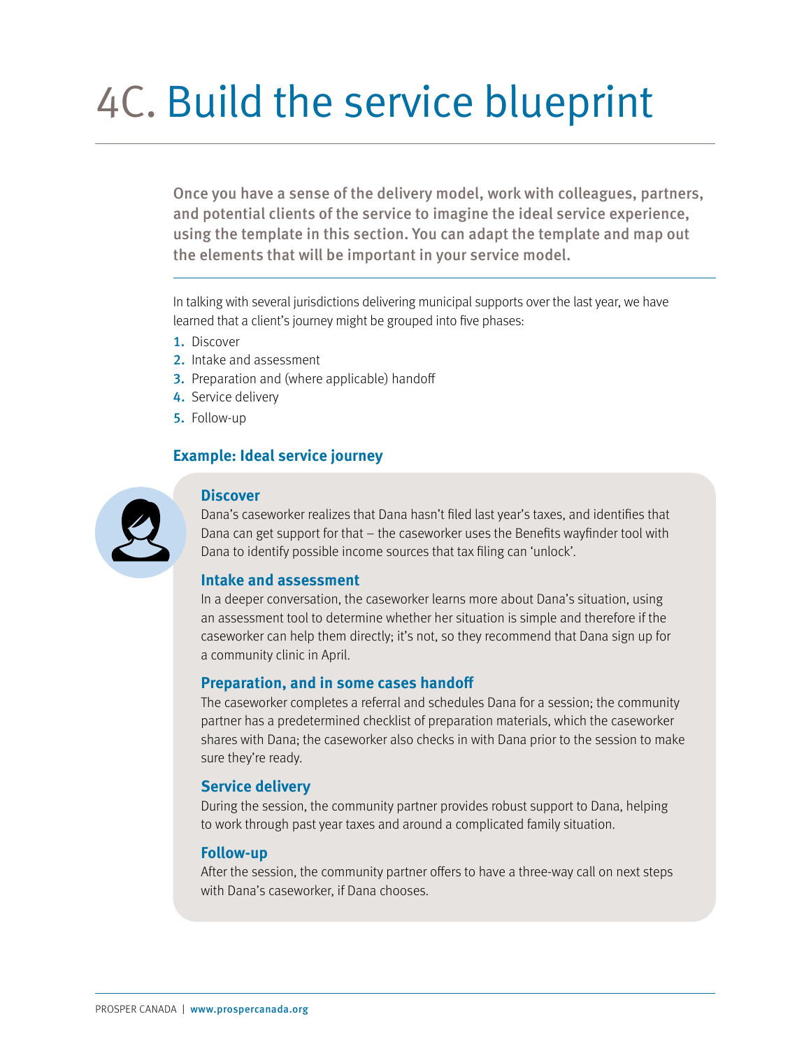# 4C. Build the service blueprint

**Once you have a sense of the delivery model, work with colleagues, partners, and potential clients of the service to imagine the ideal service experience, using the template in this section. You can adapt the template and map out the elements that will be important in your service model.**

In talking with several jurisdictions delivering municipal supports over the last year, we have learned that a client's journey might be grouped into five phases:

1. Discover
2. Intake and assessment
3. Preparation and (where applicable) handoff
4. Service delivery
5. Follow-up

### Example: Ideal service journey

#### Discover

Dana's caseworker realizes that Dana hasn't filed last year's taxes, and identifies that Dana can get support for that – the caseworker uses the Benefits wayfinder tool with Dana to identify possible income sources that tax filing can 'unlock'.

#### Intake and assessment

In a deeper conversation, the caseworker learns more about Dana's situation, using an assessment tool to determine whether her situation is simple and therefore if the caseworker can help them directly; it's not, so they recommend that Dana sign up for a community clinic in April.

#### Preparation, and in some cases handoff

The caseworker completes a referral and schedules Dana for a session; the community partner has a predetermined checklist of preparation materials, which the caseworker shares with Dana; the caseworker also checks in with Dana prior to the session to make sure they're ready.

#### Service delivery

During the session, the community partner provides robust support to Dana, helping to work through past year taxes and around a complicated family situation.

#### Follow-up

After the session, the community partner offers to have a three-way call on next steps with Dana's caseworker, if Dana chooses.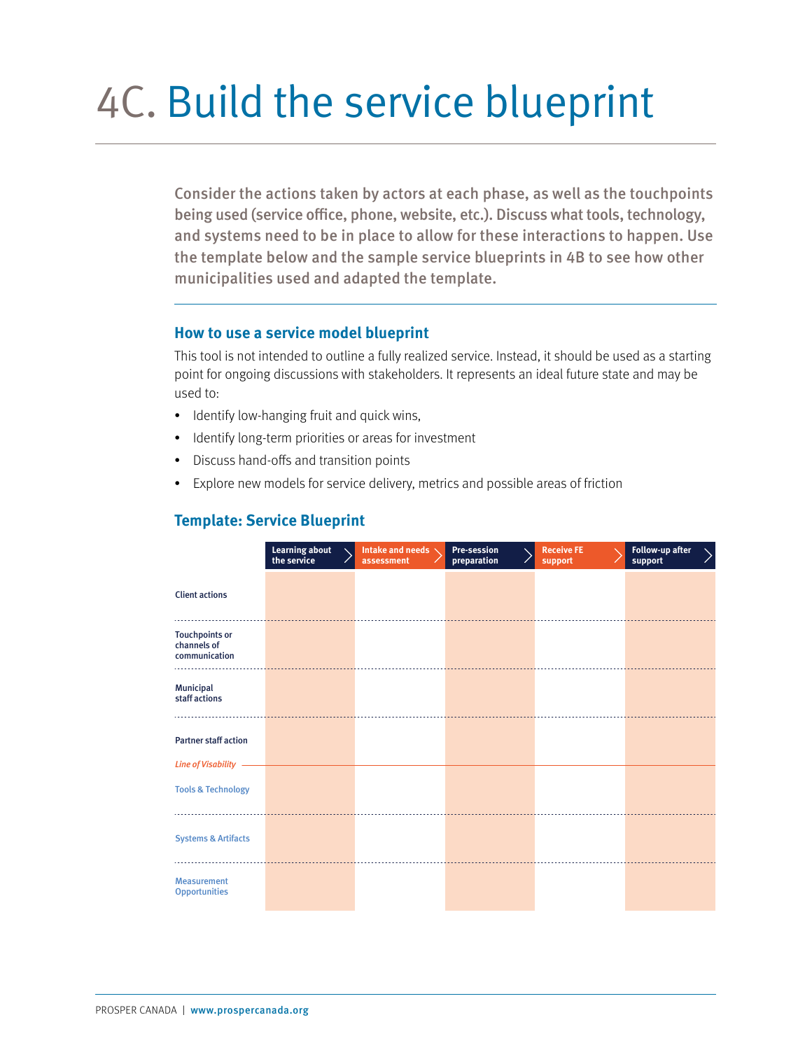# 4C. Build the service blueprint

Consider the actions taken by actors at each phase, as well as the touchpoints being used (service office, phone, website, etc.). Discuss what tools, technology, and systems need to be in place to allow for these interactions to happen. Use the template below and the sample service blueprints in 4B to see how other municipalities used and adapted the template.

### How to use a service model blueprint

This tool is not intended to outline a fully realized service. Instead, it should be used as a starting point for ongoing discussions with stakeholders. It represents an ideal future state and may be used to:

- Identify low-hanging fruit and quick wins,
- Identify long-term priorities or areas for investment
- Discuss hand-offs and transition points
- Explore new models for service delivery, metrics and possible areas of friction

### Template: Service Blueprint

| | Learning about the service | Intake and needs assessment | Pre-session preparation | Receive FE support | Follow-up after support |
|---|---|---|---|---|---|
| Client actions | | | | | |
| Touchpoints or channels of communication | | | | | |
| Municipal staff actions | | | | | |
| Partner staff action | | | | | |
| *Line of Visability* | | | | | |
| Tools & Technology | | | | | |
| Systems & Artifacts | | | | | |
| Measurement Opportunities | | | | | |